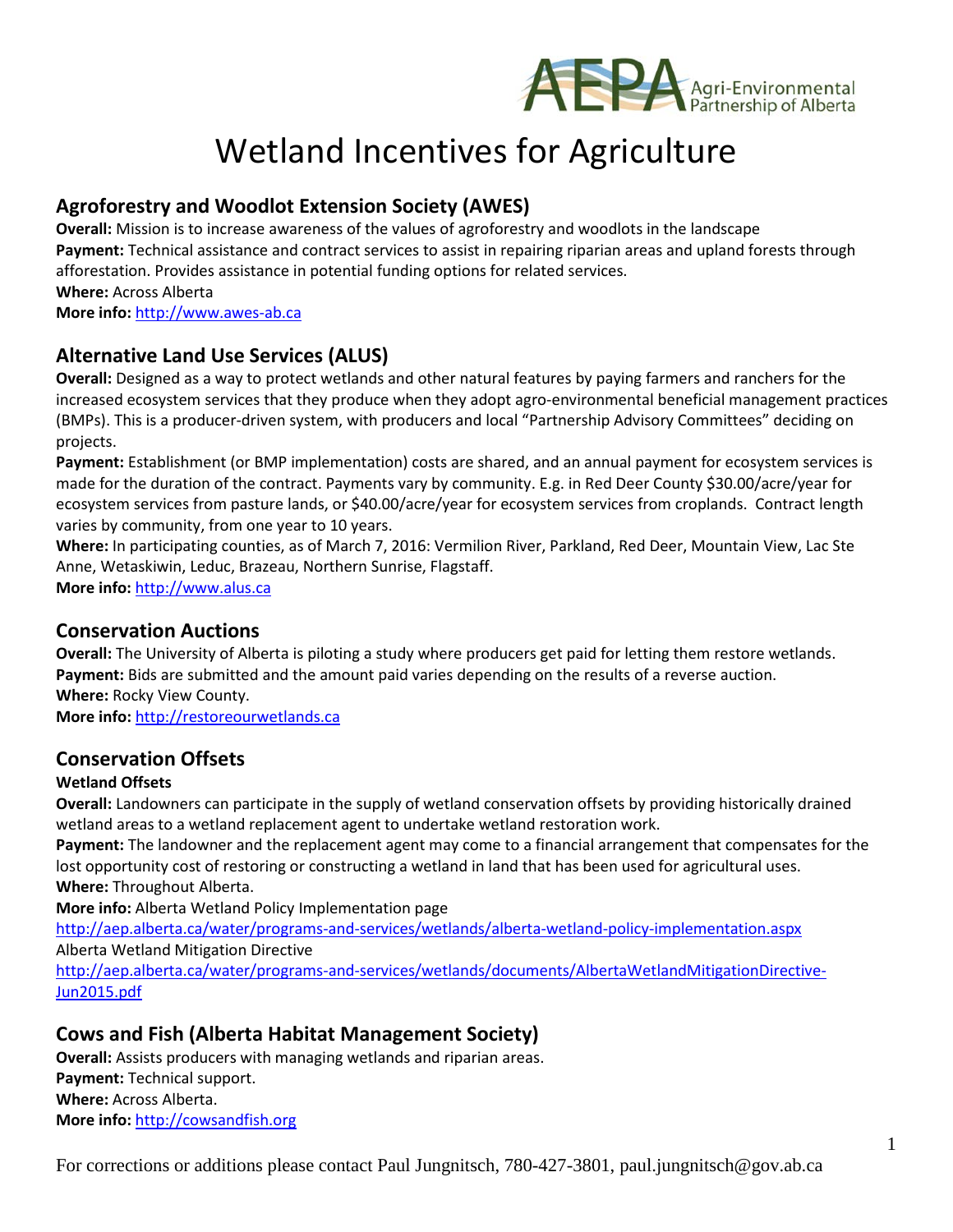# Wetland Incentives for Agriculture

## Agroforestry and Woodlot Extension Society (AWES)

**Overall:** Mission is to increase awareness of the values of agroforestry and woodlots in the landscape

**Payment:** Technical assistance and contract services to assist in repairing riparian areas and upland forests through afforestation. Provides assistance in potential funding options for related services.

**Where:** Across Alberta

**More info:** http://www.awes-ab.ca

## Alternative Land Use Services (ALUS)

**Overall:** Designed as a way to protect wetlands and other natural features by paying farmers and ranchers for the increased ecosystem services that they produce when they adopt agro-environmental beneficial management practices (BMPs). This is a producer-driven system, with producers and local "Partnership Advisory Committees" deciding on projects.

**Payment:** Establishment (or BMP implementation) costs are shared, and an annual payment for ecosystem services is made for the duration of the contract. Payments vary by community. E.g. in Red Deer County $30.00/acre/year for ecosystem services from pasture lands, or $40.00/acre/year for ecosystem services from croplands. Contract length varies by community, from one year to 10 years.

**Where:** In participating counties, as of March 7, 2016: Vermilion River, Parkland, Red Deer, Mountain View, Lac Ste Anne, Wetaskiwin, Leduc, Brazeau, Northern Sunrise, Flagstaff.

**More info:** http://www.alus.ca

## Conservation Auctions

**Overall:** The University of Alberta is piloting a study where producers get paid for letting them restore wetlands.

**Payment:** Bids are submitted and the amount paid varies depending on the results of a reverse auction.

**Where:** Rocky View County.

**More info:** http://restoreourwetlands.ca

## Conservation Offsets

**Wetland Offsets**

**Overall:** Landowners can participate in the supply of wetland conservation offsets by providing historically drained wetland areas to a wetland replacement agent to undertake wetland restoration work.

**Payment:** The landowner and the replacement agent may come to a financial arrangement that compensates for the lost opportunity cost of restoring or constructing a wetland in land that has been used for agricultural uses.

**Where:** Throughout Alberta.

**More info:** Alberta Wetland Policy Implementation page
http://aep.alberta.ca/water/programs-and-services/wetlands/alberta-wetland-policy-implementation.aspx
Alberta Wetland Mitigation Directive
http://aep.alberta.ca/water/programs-and-services/wetlands/documents/AlbertaWetlandMitigationDirective-Jun2015.pdf

## Cows and Fish (Alberta Habitat Management Society)

**Overall:** Assists producers with managing wetlands and riparian areas.

**Payment:** Technical support.

**Where:** Across Alberta.

**More info:** http://cowsandfish.org

For corrections or additions please contact Paul Jungnitsch, 780-427-3801, paul.jungnitsch@gov.ab.ca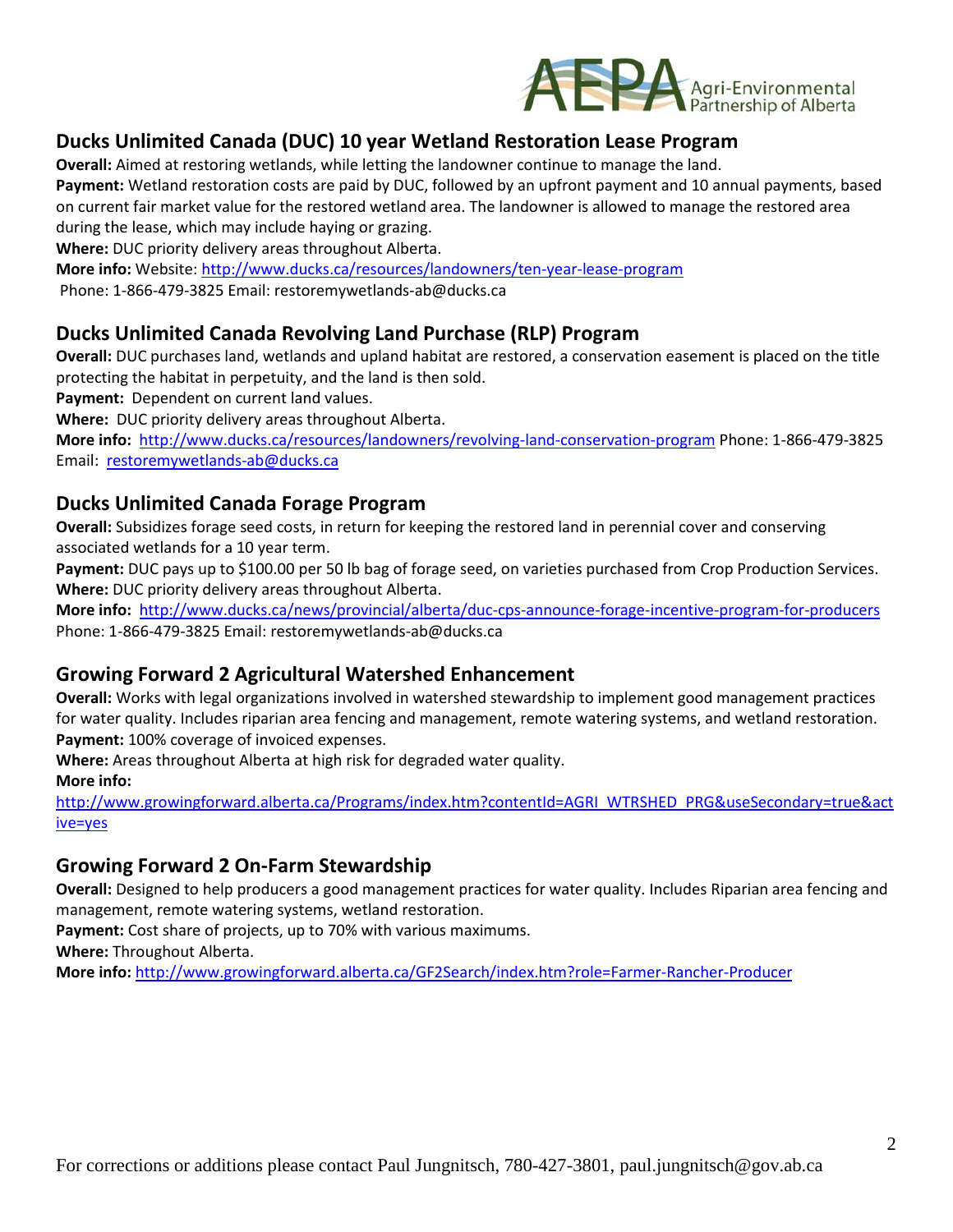## Ducks Unlimited Canada (DUC) 10 year Wetland Restoration Lease Program

**Overall:** Aimed at restoring wetlands, while letting the landowner continue to manage the land.
**Payment:** Wetland restoration costs are paid by DUC, followed by an upfront payment and 10 annual payments, based on current fair market value for the restored wetland area. The landowner is allowed to manage the restored area during the lease, which may include haying or grazing.
**Where:** DUC priority delivery areas throughout Alberta.
**More info:** Website: http://www.ducks.ca/resources/landowners/ten-year-lease-program
Phone: 1-866-479-3825 Email: restoremywetlands-ab@ducks.ca

## Ducks Unlimited Canada Revolving Land Purchase (RLP) Program

**Overall:** DUC purchases land, wetlands and upland habitat are restored, a conservation easement is placed on the title protecting the habitat in perpetuity, and the land is then sold.
**Payment:** Dependent on current land values.
**Where:** DUC priority delivery areas throughout Alberta.
**More info:** http://www.ducks.ca/resources/landowners/revolving-land-conservation-program Phone: 1-866-479-3825 Email: restoremywetlands-ab@ducks.ca

## Ducks Unlimited Canada Forage Program

**Overall:** Subsidizes forage seed costs, in return for keeping the restored land in perennial cover and conserving associated wetlands for a 10 year term.
**Payment:** DUC pays up to $100.00 per 50 lb bag of forage seed, on varieties purchased from Crop Production Services.
**Where:** DUC priority delivery areas throughout Alberta.
**More info:** http://www.ducks.ca/news/provincial/alberta/duc-cps-announce-forage-incentive-program-for-producers
Phone: 1-866-479-3825 Email: restoremywetlands-ab@ducks.ca

## Growing Forward 2 Agricultural Watershed Enhancement

**Overall:** Works with legal organizations involved in watershed stewardship to implement good management practices for water quality. Includes riparian area fencing and management, remote watering systems, and wetland restoration.
**Payment:** 100% coverage of invoiced expenses.
**Where:** Areas throughout Alberta at high risk for degraded water quality.
**More info:**
http://www.growingforward.alberta.ca/Programs/index.htm?contentId=AGRI_WTRSHED_PRG&useSecondary=true&active=yes

## Growing Forward 2 On-Farm Stewardship

**Overall:** Designed to help producers a good management practices for water quality. Includes Riparian area fencing and management, remote watering systems, wetland restoration.
**Payment:** Cost share of projects, up to 70% with various maximums.
**Where:** Throughout Alberta.
**More info:** http://www.growingforward.alberta.ca/GF2Search/index.htm?role=Farmer-Rancher-Producer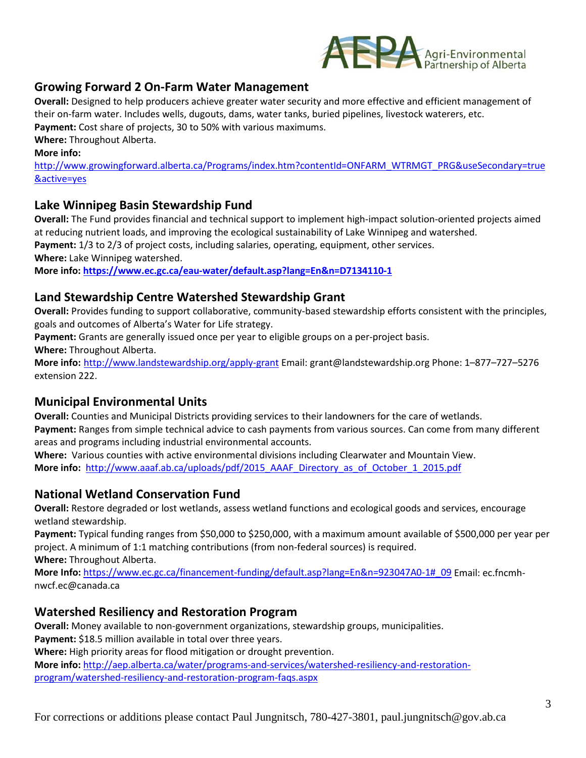## Growing Forward 2 On-Farm Water Management

**Overall:** Designed to help producers achieve greater water security and more effective and efficient management of their on-farm water. Includes wells, dugouts, dams, water tanks, buried pipelines, livestock waterers, etc.
**Payment:** Cost share of projects, 30 to 50% with various maximums.
**Where:** Throughout Alberta.
**More info:**
http://www.growingforward.alberta.ca/Programs/index.htm?contentId=ONFARM_WTRMGT_PRG&useSecondary=true&active=yes

## Lake Winnipeg Basin Stewardship Fund

**Overall:** The Fund provides financial and technical support to implement high-impact solution-oriented projects aimed at reducing nutrient loads, and improving the ecological sustainability of Lake Winnipeg and watershed.
**Payment:** 1/3 to 2/3 of project costs, including salaries, operating, equipment, other services.
**Where:** Lake Winnipeg watershed.
**More info:** **https://www.ec.gc.ca/eau-water/default.asp?lang=En&n=D7134110-1**

## Land Stewardship Centre Watershed Stewardship Grant

**Overall:** Provides funding to support collaborative, community-based stewardship efforts consistent with the principles, goals and outcomes of Alberta's Water for Life strategy.
**Payment:** Grants are generally issued once per year to eligible groups on a per-project basis.
**Where:** Throughout Alberta.
**More info:** http://www.landstewardship.org/apply-grant Email: grant@landstewardship.org Phone: 1–877–727–5276 extension 222.

## Municipal Environmental Units

**Overall:** Counties and Municipal Districts providing services to their landowners for the care of wetlands.
**Payment:** Ranges from simple technical advice to cash payments from various sources. Can come from many different areas and programs including industrial environmental accounts.
**Where:** Various counties with active environmental divisions including Clearwater and Mountain View.
**More info:** http://www.aaaf.ab.ca/uploads/pdf/2015_AAAF_Directory_as_of_October_1_2015.pdf

## National Wetland Conservation Fund

**Overall:** Restore degraded or lost wetlands, assess wetland functions and ecological goods and services, encourage wetland stewardship.
**Payment:** Typical funding ranges from $50,000 to $250,000, with a maximum amount available of $500,000 per year per project. A minimum of 1:1 matching contributions (from non-federal sources) is required.
**Where:** Throughout Alberta.
**More Info:** https://www.ec.gc.ca/financement-funding/default.asp?lang=En&n=923047A0-1#_09 Email: ec.fncmh-nwcf.ec@canada.ca

## Watershed Resiliency and Restoration Program

**Overall:** Money available to non-government organizations, stewardship groups, municipalities.
**Payment:** $18.5 million available in total over three years.
**Where:** High priority areas for flood mitigation or drought prevention.
**More info:** http://aep.alberta.ca/water/programs-and-services/watershed-resiliency-and-restoration-program/watershed-resiliency-and-restoration-program-faqs.aspx